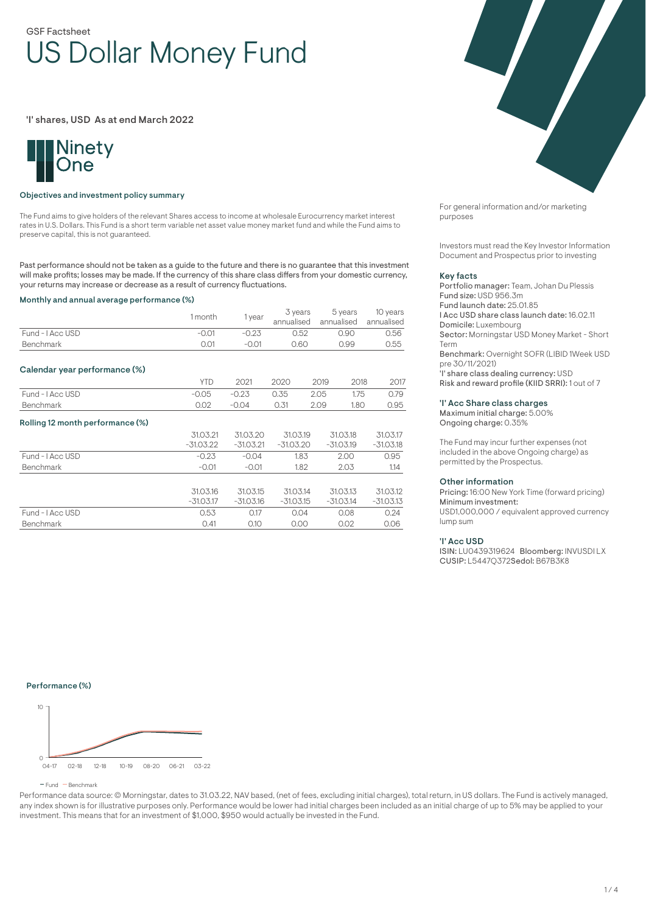GSF Factsheet

# US Dollar Money Fund

'I' shares, USD As at end March 2022

Ninety One

### Objectives and investment policy summary

The Fund aims to give holders of the relevant Shares access to income at wholesale Eurocurrency market interest rates in U.S. Dollars. This Fund is a short term variable net asset value money market fund and while the Fund aims to preserve capital, this is not guaranteed.

Past performance should not be taken as a guide to the future and there is no guarantee that this investment will make profits; losses may be made. If the currency of this share class differs from your domestic currency, your returns may increase or decrease as a result of currency fluctuations.

### Monthly and annual average performance (%)

| | 1 month | 1 year | 3 years annualised | 5 years annualised | 10 years annualised |
|---|---|---|---|---|---|
| Fund - I Acc USD | -0.01 | -0.23 | 0.52 | 0.90 | 0.56 |
| Benchmark | 0.01 | -0.01 | 0.60 | 0.99 | 0.55 |

### Calendar year performance (%)

| | YTD | 2021 | 2020 | 2019 | 2018 | 2017 |
|---|---|---|---|---|---|---|
| Fund - I Acc USD | -0.05 | -0.23 | 0.35 | 2.05 | 1.75 | 0.79 |
| Benchmark | 0.02 | -0.04 | 0.31 | 2.09 | 1.80 | 0.95 |

### Rolling 12 month performance (%)

| | 31.03.21 -31.03.22 | 31.03.20 -31.03.21 | 31.03.19 -31.03.20 | 31.03.18 -31.03.19 | 31.03.17 -31.03.18 |
|---|---|---|---|---|---|
| Fund - I Acc USD | -0.23 | -0.04 | 1.83 | 2.00 | 0.95 |
| Benchmark | -0.01 | -0.01 | 1.82 | 2.03 | 1.14 |

| | 31.03.16 -31.03.17 | 31.03.15 -31.03.16 | 31.03.14 -31.03.15 | 31.03.13 -31.03.14 | 31.03.12 -31.03.13 |
|---|---|---|---|---|---|
| Fund - I Acc USD | 0.53 | 0.17 | 0.04 | 0.08 | 0.24 |
| Benchmark | 0.41 | 0.10 | 0.00 | 0.02 | 0.06 |

For general information and/or marketing purposes

Investors must read the Key Investor Information Document and Prospectus prior to investing

### Key facts

**Portfolio manager:** Team, Johan Du Plessis
**Fund size:** USD 956.3m
**Fund launch date:** 25.01.85
**I Acc USD share class launch date:** 16.02.11
**Domicile:** Luxembourg
**Sector:** Morningstar USD Money Market - Short Term
**Benchmark:** Overnight SOFR (LIBID 1Week USD pre 30/11/2021)
**'I' share class dealing currency:** USD
**Risk and reward profile (KIID SRRI):** 1 out of 7

### 'I' Acc Share class charges

**Maximum initial charge:** 5.00%
**Ongoing charge:** 0.35%

The Fund may incur further expenses (not included in the above Ongoing charge) as permitted by the Prospectus.

### Other information

**Pricing:** 16:00 New York Time (forward pricing)
**Minimum investment:**
USD1,000,000 / equivalent approved currency lump sum

### 'I' Acc USD

**ISIN:** LU0439319624 **Bloomberg:** INVUSDI LX
**CUSIP:** L5447Q372 **Sedol:** B67B3K8

### Performance (%)

— Fund — Benchmark

Performance data source: © Morningstar, dates to 31.03.22, NAV based, (net of fees, excluding initial charges), total return, in US dollars. The Fund is actively managed, any index shown is for illustrative purposes only. Performance would be lower had initial charges been included as an initial charge of up to 5% may be applied to your investment. This means that for an investment of $1,000, $950 would actually be invested in the Fund.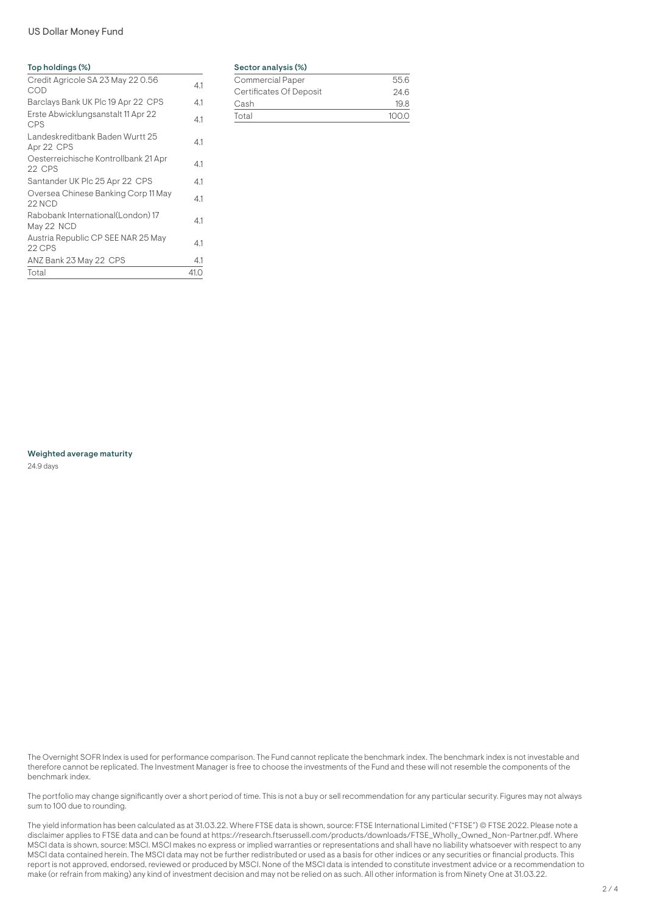### Top holdings (%)

| Holding | % |
| --- | --- |
| Credit Agricole SA 23 May 22 0.56 COD | 4.1 |
| Barclays Bank UK Plc 19 Apr 22 CPS | 4.1 |
| Erste Abwicklungsanstalt 11 Apr 22 CPS | 4.1 |
| Landeskreditbank Baden Wurtt 25 Apr 22 CPS | 4.1 |
| Oesterreichische Kontrollbank 21 Apr 22 CPS | 4.1 |
| Santander UK Plc 25 Apr 22 CPS | 4.1 |
| Oversea Chinese Banking Corp 11 May 22 NCD | 4.1 |
| Rabobank International(London) 17 May 22 NCD | 4.1 |
| Austria Republic CP SEE NAR 25 May 22 CPS | 4.1 |
| ANZ Bank 23 May 22 CPS | 4.1 |
| Total | 41.0 |

### Sector analysis (%)

| Sector | % |
| --- | --- |
| Commercial Paper | 55.6 |
| Certificates Of Deposit | 24.6 |
| Cash | 19.8 |
| Total | 100.0 |

### Weighted average maturity

24.9 days

The Overnight SOFR Index is used for performance comparison. The Fund cannot replicate the benchmark index. The benchmark index is not investable and therefore cannot be replicated. The Investment Manager is free to choose the investments of the Fund and these will not resemble the components of the benchmark index.

The portfolio may change significantly over a short period of time. This is not a buy or sell recommendation for any particular security. Figures may not always sum to 100 due to rounding.

The yield information has been calculated as at 31.03.22. Where FTSE data is shown, source: FTSE International Limited ("FTSE") © FTSE 2022. Please note a disclaimer applies to FTSE data and can be found at https://research.ftserussell.com/products/downloads/FTSE_Wholly_Owned_Non-Partner.pdf. Where MSCI data is shown, source: MSCI. MSCI makes no express or implied warranties or representations and shall have no liability whatsoever with respect to any MSCI data contained herein. The MSCI data may not be further redistributed or used as a basis for other indices or any securities or financial products. This report is not approved, endorsed, reviewed or produced by MSCI. None of the MSCI data is intended to constitute investment advice or a recommendation to make (or refrain from making) any kind of investment decision and may not be relied on as such. All other information is from Ninety One at 31.03.22.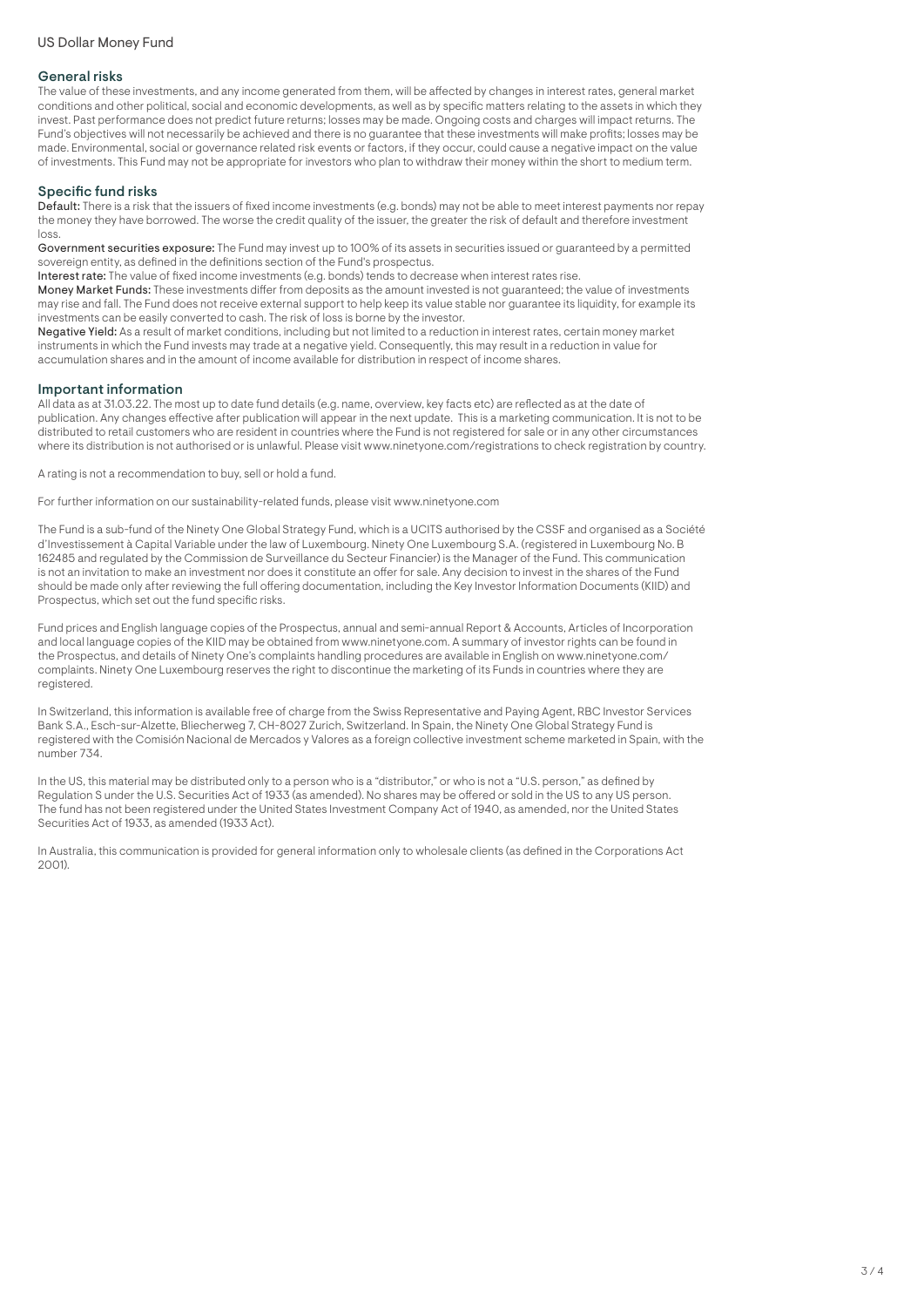## General risks

The value of these investments, and any income generated from them, will be affected by changes in interest rates, general market conditions and other political, social and economic developments, as well as by specific matters relating to the assets in which they invest. Past performance does not predict future returns; losses may be made. Ongoing costs and charges will impact returns. The Fund's objectives will not necessarily be achieved and there is no guarantee that these investments will make profits; losses may be made. Environmental, social or governance related risk events or factors, if they occur, could cause a negative impact on the value of investments. This Fund may not be appropriate for investors who plan to withdraw their money within the short to medium term.

## Specific fund risks

**Default:** There is a risk that the issuers of fixed income investments (e.g. bonds) may not be able to meet interest payments nor repay the money they have borrowed. The worse the credit quality of the issuer, the greater the risk of default and therefore investment loss.

**Government securities exposure:** The Fund may invest up to 100% of its assets in securities issued or guaranteed by a permitted sovereign entity, as defined in the definitions section of the Fund's prospectus.

**Interest rate:** The value of fixed income investments (e.g. bonds) tends to decrease when interest rates rise.

**Money Market Funds:** These investments differ from deposits as the amount invested is not guaranteed; the value of investments may rise and fall. The Fund does not receive external support to help keep its value stable nor guarantee its liquidity, for example its investments can be easily converted to cash. The risk of loss is borne by the investor.

**Negative Yield:** As a result of market conditions, including but not limited to a reduction in interest rates, certain money market instruments in which the Fund invests may trade at a negative yield. Consequently, this may result in a reduction in value for accumulation shares and in the amount of income available for distribution in respect of income shares.

## Important information

All data as at 31.03.22. The most up to date fund details (e.g. name, overview, key facts etc) are reflected as at the date of publication. Any changes effective after publication will appear in the next update. This is a marketing communication. It is not to be distributed to retail customers who are resident in countries where the Fund is not registered for sale or in any other circumstances where its distribution is not authorised or is unlawful. Please visit www.ninetyone.com/registrations to check registration by country.

A rating is not a recommendation to buy, sell or hold a fund.

For further information on our sustainability-related funds, please visit www.ninetyone.com

The Fund is a sub-fund of the Ninety One Global Strategy Fund, which is a UCITS authorised by the CSSF and organised as a Société d'Investissement à Capital Variable under the law of Luxembourg. Ninety One Luxembourg S.A. (registered in Luxembourg No. B 162485 and regulated by the Commission de Surveillance du Secteur Financier) is the Manager of the Fund. This communication is not an invitation to make an investment nor does it constitute an offer for sale. Any decision to invest in the shares of the Fund should be made only after reviewing the full offering documentation, including the Key Investor Information Documents (KIID) and Prospectus, which set out the fund specific risks.

Fund prices and English language copies of the Prospectus, annual and semi-annual Report & Accounts, Articles of Incorporation and local language copies of the KIID may be obtained from www.ninetyone.com. A summary of investor rights can be found in the Prospectus, and details of Ninety One's complaints handling procedures are available in English on www.ninetyone.com/complaints. Ninety One Luxembourg reserves the right to discontinue the marketing of its Funds in countries where they are registered.

In Switzerland, this information is available free of charge from the Swiss Representative and Paying Agent, RBC Investor Services Bank S.A., Esch-sur-Alzette, Bliecherweg 7, CH-8027 Zurich, Switzerland. In Spain, the Ninety One Global Strategy Fund is registered with the Comisión Nacional de Mercados y Valores as a foreign collective investment scheme marketed in Spain, with the number 734.

In the US, this material may be distributed only to a person who is a "distributor," or who is not a "U.S. person," as defined by Regulation S under the U.S. Securities Act of 1933 (as amended). No shares may be offered or sold in the US to any US person. The fund has not been registered under the United States Investment Company Act of 1940, as amended, nor the United States Securities Act of 1933, as amended (1933 Act).

In Australia, this communication is provided for general information only to wholesale clients (as defined in the Corporations Act 2001).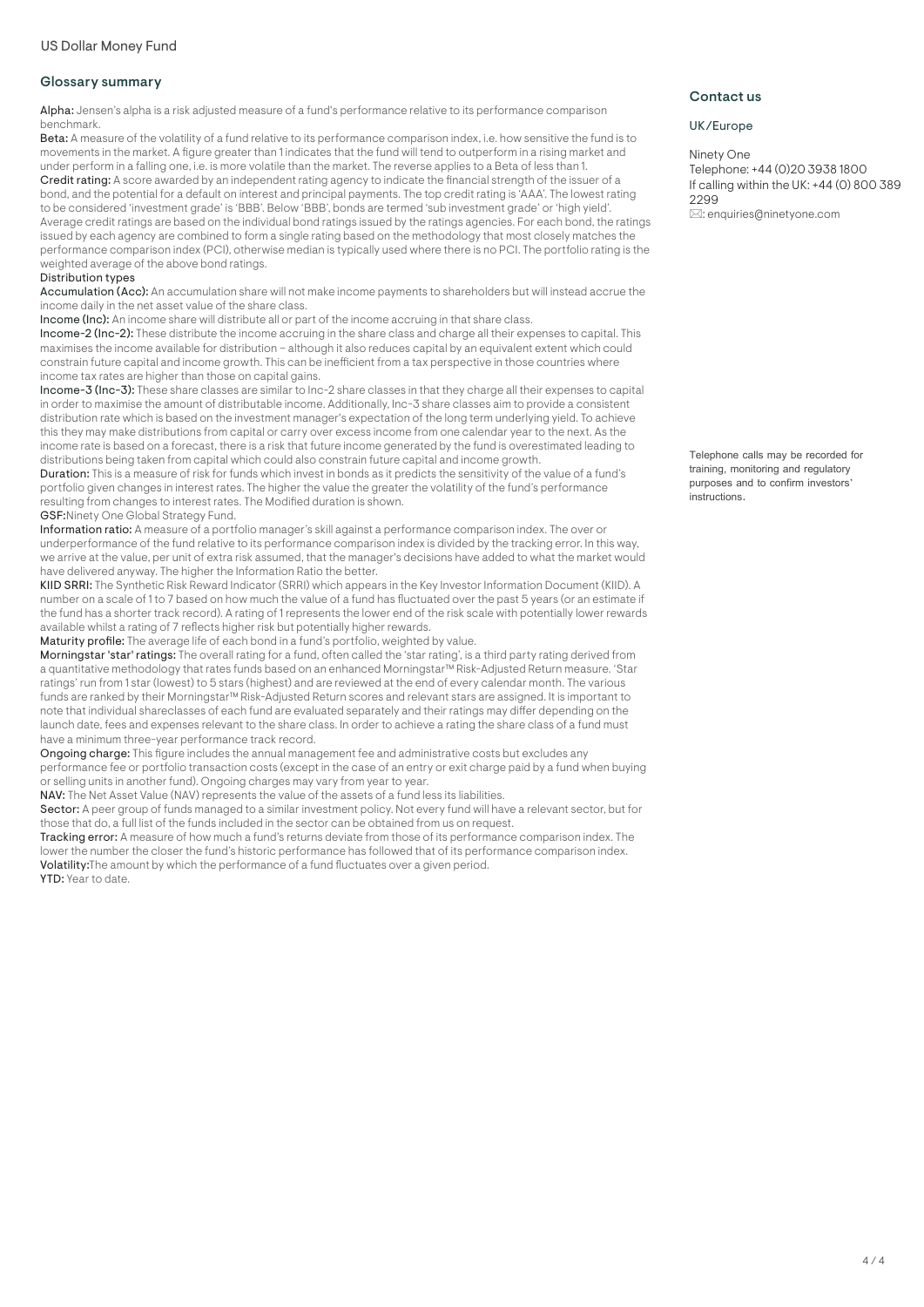## Glossary summary

**Alpha:** Jensen's alpha is a risk adjusted measure of a fund's performance relative to its performance comparison benchmark.

**Beta:** A measure of the volatility of a fund relative to its performance comparison index, i.e. how sensitive the fund is to movements in the market. A figure greater than 1 indicates that the fund will tend to outperform in a rising market and under perform in a falling one, i.e. is more volatile than the market. The reverse applies to a Beta of less than 1.

**Credit rating:** A score awarded by an independent rating agency to indicate the financial strength of the issuer of a bond, and the potential for a default on interest and principal payments. The top credit rating is 'AAA'. The lowest rating to be considered 'investment grade' is 'BBB'. Below 'BBB', bonds are termed 'sub investment grade' or 'high yield'. Average credit ratings are based on the individual bond ratings issued by the ratings agencies. For each bond, the ratings issued by each agency are combined to form a single rating based on the methodology that most closely matches the performance comparison index (PCI), otherwise median is typically used where there is no PCI. The portfolio rating is the weighted average of the above bond ratings.

Distribution types

**Accumulation (Acc):** An accumulation share will not make income payments to shareholders but will instead accrue the income daily in the net asset value of the share class.

**Income (Inc):** An income share will distribute all or part of the income accruing in that share class.

**Income-2 (Inc-2):** These distribute the income accruing in the share class and charge all their expenses to capital. This maximises the income available for distribution – although it also reduces capital by an equivalent extent which could constrain future capital and income growth. This can be inefficient from a tax perspective in those countries where income tax rates are higher than those on capital gains.

**Income-3 (Inc-3):** These share classes are similar to Inc-2 share classes in that they charge all their expenses to capital in order to maximise the amount of distributable income. Additionally, Inc-3 share classes aim to provide a consistent distribution rate which is based on the investment manager's expectation of the long term underlying yield. To achieve this they may make distributions from capital or carry over excess income from one calendar year to the next. As the income rate is based on a forecast, there is a risk that future income generated by the fund is overestimated leading to distributions being taken from capital which could also constrain future capital and income growth.

**Duration:** This is a measure of risk for funds which invest in bonds as it predicts the sensitivity of the value of a fund's portfolio given changes in interest rates. The higher the value the greater the volatility of the fund's performance resulting from changes to interest rates. The Modified duration is shown.

**GSF:** Ninety One Global Strategy Fund.

**Information ratio:** A measure of a portfolio manager's skill against a performance comparison index. The over or underperformance of the fund relative to its performance comparison index is divided by the tracking error. In this way, we arrive at the value, per unit of extra risk assumed, that the manager's decisions have added to what the market would have delivered anyway. The higher the Information Ratio the better.

**KIID SRRI:** The Synthetic Risk Reward Indicator (SRRI) which appears in the Key Investor Information Document (KIID). A number on a scale of 1 to 7 based on how much the value of a fund has fluctuated over the past 5 years (or an estimate if the fund has a shorter track record). A rating of 1 represents the lower end of the risk scale with potentially lower rewards available whilst a rating of 7 reflects higher risk but potentially higher rewards.

**Maturity profile:** The average life of each bond in a fund's portfolio, weighted by value.

**Morningstar 'star' ratings:** The overall rating for a fund, often called the 'star rating', is a third party rating derived from a quantitative methodology that rates funds based on an enhanced Morningstar™ Risk-Adjusted Return measure. 'Star ratings' run from 1 star (lowest) to 5 stars (highest) and are reviewed at the end of every calendar month. The various funds are ranked by their Morningstar™ Risk-Adjusted Return scores and relevant stars are assigned. It is important to note that individual shareclasses of each fund are evaluated separately and their ratings may differ depending on the launch date, fees and expenses relevant to the share class. In order to achieve a rating the share class of a fund must have a minimum three-year performance track record.

**Ongoing charge:** This figure includes the annual management fee and administrative costs but excludes any performance fee or portfolio transaction costs (except in the case of an entry or exit charge paid by a fund when buying or selling units in another fund). Ongoing charges may vary from year to year.

**NAV:** The Net Asset Value (NAV) represents the value of the assets of a fund less its liabilities.

**Sector:** A peer group of funds managed to a similar investment policy. Not every fund will have a relevant sector, but for those that do, a full list of the funds included in the sector can be obtained from us on request.

**Tracking error:** A measure of how much a fund's returns deviate from those of its performance comparison index. The lower the number the closer the fund's historic performance has followed that of its performance comparison index.

**Volatility:** The amount by which the performance of a fund fluctuates over a given period.

**YTD:** Year to date.

## Contact us

### UK/Europe

Ninety One
Telephone: +44 (0)20 3938 1800
If calling within the UK: +44 (0) 800 389 2299
✉: enquiries@ninetyone.com

Telephone calls may be recorded for training, monitoring and regulatory purposes and to confirm investors' instructions.